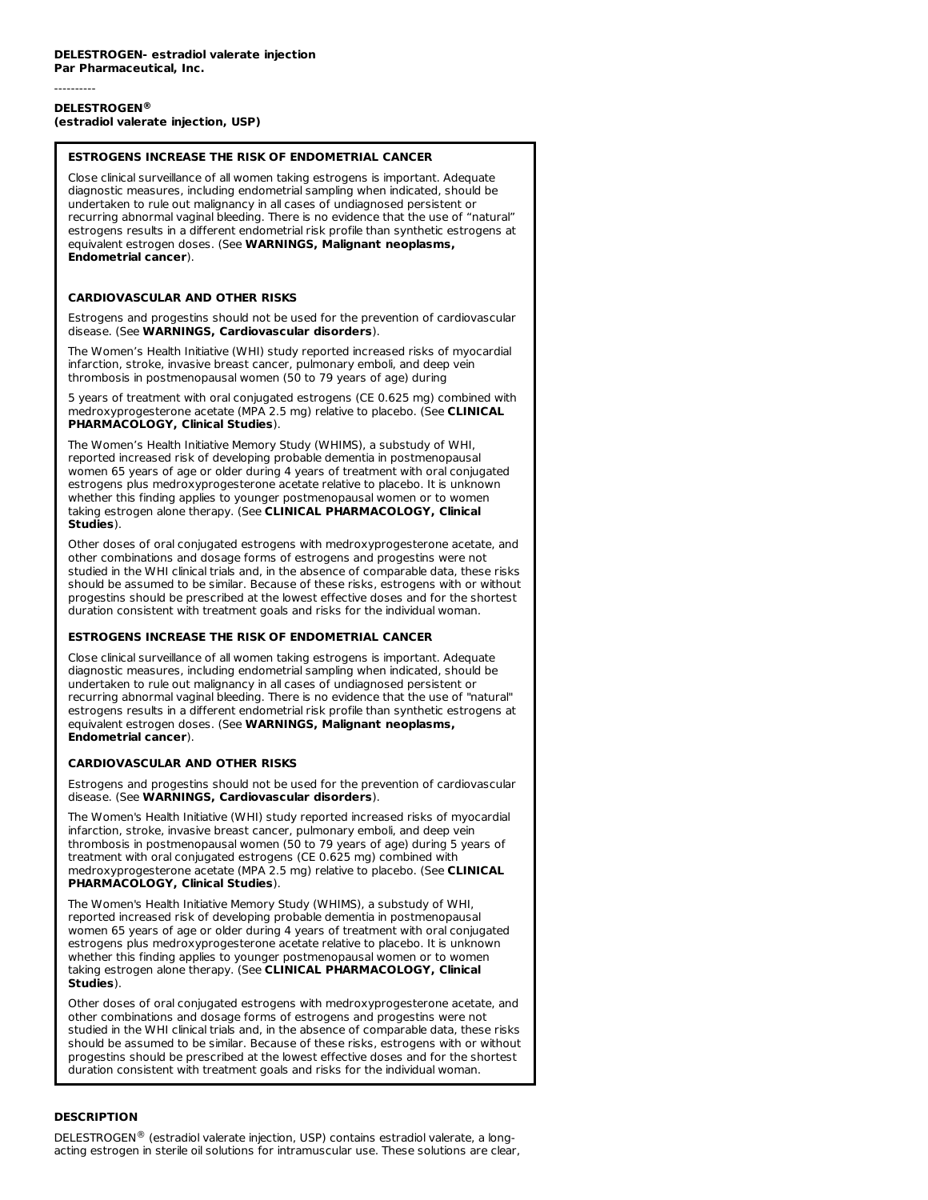**DELESTROGEN- estradiol valerate injection**
**Par Pharmaceutical, Inc.**

----------

**DELESTROGEN®**
**(estradiol valerate injection, USP)**

**ESTROGENS INCREASE THE RISK OF ENDOMETRIAL CANCER**

Close clinical surveillance of all women taking estrogens is important. Adequate diagnostic measures, including endometrial sampling when indicated, should be undertaken to rule out malignancy in all cases of undiagnosed persistent or recurring abnormal vaginal bleeding. There is no evidence that the use of "natural" estrogens results in a different endometrial risk profile than synthetic estrogens at equivalent estrogen doses. (See **WARNINGS, Malignant neoplasms, Endometrial cancer**).

**CARDIOVASCULAR AND OTHER RISKS**

Estrogens and progestins should not be used for the prevention of cardiovascular disease. (See **WARNINGS, Cardiovascular disorders**).

The Women's Health Initiative (WHI) study reported increased risks of myocardial infarction, stroke, invasive breast cancer, pulmonary emboli, and deep vein thrombosis in postmenopausal women (50 to 79 years of age) during

5 years of treatment with oral conjugated estrogens (CE 0.625 mg) combined with medroxyprogesterone acetate (MPA 2.5 mg) relative to placebo. (See **CLINICAL PHARMACOLOGY, Clinical Studies**).

The Women's Health Initiative Memory Study (WHIMS), a substudy of WHI, reported increased risk of developing probable dementia in postmenopausal women 65 years of age or older during 4 years of treatment with oral conjugated estrogens plus medroxyprogesterone acetate relative to placebo. It is unknown whether this finding applies to younger postmenopausal women or to women taking estrogen alone therapy. (See **CLINICAL PHARMACOLOGY, Clinical Studies**).

Other doses of oral conjugated estrogens with medroxyprogesterone acetate, and other combinations and dosage forms of estrogens and progestins were not studied in the WHI clinical trials and, in the absence of comparable data, these risks should be assumed to be similar. Because of these risks, estrogens with or without progestins should be prescribed at the lowest effective doses and for the shortest duration consistent with treatment goals and risks for the individual woman.

**ESTROGENS INCREASE THE RISK OF ENDOMETRIAL CANCER**

Close clinical surveillance of all women taking estrogens is important. Adequate diagnostic measures, including endometrial sampling when indicated, should be undertaken to rule out malignancy in all cases of undiagnosed persistent or recurring abnormal vaginal bleeding. There is no evidence that the use of "natural" estrogens results in a different endometrial risk profile than synthetic estrogens at equivalent estrogen doses. (See **WARNINGS, Malignant neoplasms, Endometrial cancer**).

**CARDIOVASCULAR AND OTHER RISKS**

Estrogens and progestins should not be used for the prevention of cardiovascular disease. (See **WARNINGS, Cardiovascular disorders**).

The Women's Health Initiative (WHI) study reported increased risks of myocardial infarction, stroke, invasive breast cancer, pulmonary emboli, and deep vein thrombosis in postmenopausal women (50 to 79 years of age) during 5 years of treatment with oral conjugated estrogens (CE 0.625 mg) combined with medroxyprogesterone acetate (MPA 2.5 mg) relative to placebo. (See **CLINICAL PHARMACOLOGY, Clinical Studies**).

The Women's Health Initiative Memory Study (WHIMS), a substudy of WHI, reported increased risk of developing probable dementia in postmenopausal women 65 years of age or older during 4 years of treatment with oral conjugated estrogens plus medroxyprogesterone acetate relative to placebo. It is unknown whether this finding applies to younger postmenopausal women or to women taking estrogen alone therapy. (See **CLINICAL PHARMACOLOGY, Clinical Studies**).

Other doses of oral conjugated estrogens with medroxyprogesterone acetate, and other combinations and dosage forms of estrogens and progestins were not studied in the WHI clinical trials and, in the absence of comparable data, these risks should be assumed to be similar. Because of these risks, estrogens with or without progestins should be prescribed at the lowest effective doses and for the shortest duration consistent with treatment goals and risks for the individual woman.

## DESCRIPTION

DELESTROGEN® (estradiol valerate injection, USP) contains estradiol valerate, a long-acting estrogen in sterile oil solutions for intramuscular use. These solutions are clear,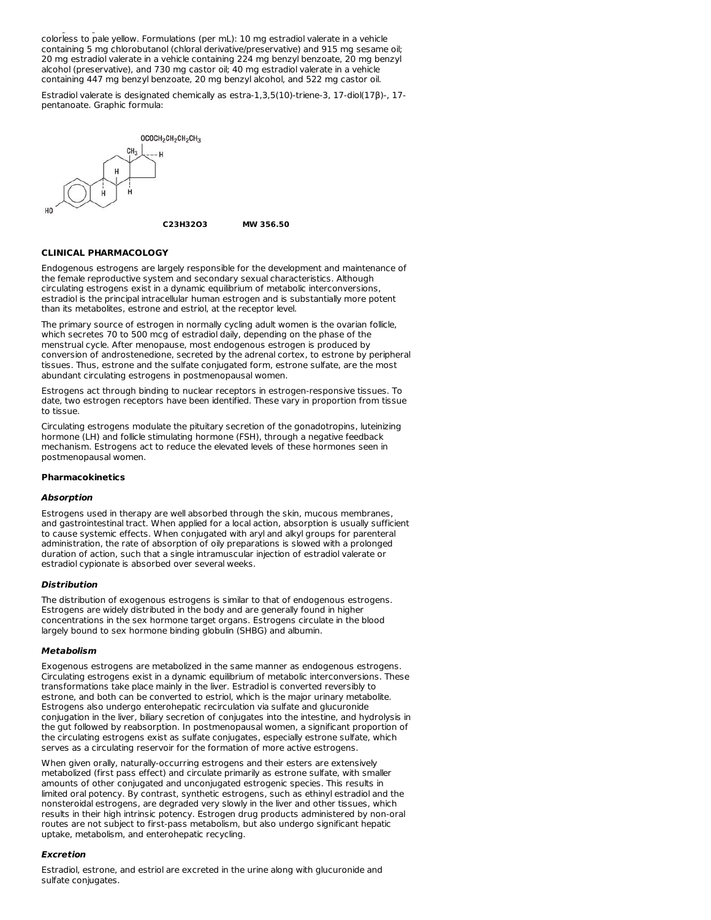colorless to pale yellow. Formulations (per mL): 10 mg estradiol valerate in a vehicle containing 5 mg chlorobutanol (chloral derivative/preservative) and 915 mg sesame oil; 20 mg estradiol valerate in a vehicle containing 224 mg benzyl benzoate, 20 mg benzyl alcohol (preservative), and 730 mg castor oil; 40 mg estradiol valerate in a vehicle containing 447 mg benzyl benzoate, 20 mg benzyl alcohol, and 522 mg castor oil.

Estradiol valerate is designated chemically as estra-1,3,5(10)-triene-3, 17-diol(17β)-, 17-pentanoate. Graphic formula:

**$C_{23}H_{32}O_3$** **MW 356.50**

### CLINICAL PHARMACOLOGY

Endogenous estrogens are largely responsible for the development and maintenance of the female reproductive system and secondary sexual characteristics. Although circulating estrogens exist in a dynamic equilibrium of metabolic interconversions, estradiol is the principal intracellular human estrogen and is substantially more potent than its metabolites, estrone and estriol, at the receptor level.

The primary source of estrogen in normally cycling adult women is the ovarian follicle, which secretes 70 to 500 mcg of estradiol daily, depending on the phase of the menstrual cycle. After menopause, most endogenous estrogen is produced by conversion of androstenedione, secreted by the adrenal cortex, to estrone by peripheral tissues. Thus, estrone and the sulfate conjugated form, estrone sulfate, are the most abundant circulating estrogens in postmenopausal women.

Estrogens act through binding to nuclear receptors in estrogen-responsive tissues. To date, two estrogen receptors have been identified. These vary in proportion from tissue to tissue.

Circulating estrogens modulate the pituitary secretion of the gonadotropins, luteinizing hormone (LH) and follicle stimulating hormone (FSH), through a negative feedback mechanism. Estrogens act to reduce the elevated levels of these hormones seen in postmenopausal women.

#### Pharmacokinetics

##### *Absorption*

Estrogens used in therapy are well absorbed through the skin, mucous membranes, and gastrointestinal tract. When applied for a local action, absorption is usually sufficient to cause systemic effects. When conjugated with aryl and alkyl groups for parenteral administration, the rate of absorption of oily preparations is slowed with a prolonged duration of action, such that a single intramuscular injection of estradiol valerate or estradiol cypionate is absorbed over several weeks.

##### *Distribution*

The distribution of exogenous estrogens is similar to that of endogenous estrogens. Estrogens are widely distributed in the body and are generally found in higher concentrations in the sex hormone target organs. Estrogens circulate in the blood largely bound to sex hormone binding globulin (SHBG) and albumin.

##### *Metabolism*

Exogenous estrogens are metabolized in the same manner as endogenous estrogens. Circulating estrogens exist in a dynamic equilibrium of metabolic interconversions. These transformations take place mainly in the liver. Estradiol is converted reversibly to estrone, and both can be converted to estriol, which is the major urinary metabolite. Estrogens also undergo enterohepatic recirculation via sulfate and glucuronide conjugation in the liver, biliary secretion of conjugates into the intestine, and hydrolysis in the gut followed by reabsorption. In postmenopausal women, a significant proportion of the circulating estrogens exist as sulfate conjugates, especially estrone sulfate, which serves as a circulating reservoir for the formation of more active estrogens.

When given orally, naturally-occurring estrogens and their esters are extensively metabolized (first pass effect) and circulate primarily as estrone sulfate, with smaller amounts of other conjugated and unconjugated estrogenic species. This results in limited oral potency. By contrast, synthetic estrogens, such as ethinyl estradiol and the nonsteroidal estrogens, are degraded very slowly in the liver and other tissues, which results in their high intrinsic potency. Estrogen drug products administered by non-oral routes are not subject to first-pass metabolism, but also undergo significant hepatic uptake, metabolism, and enterohepatic recycling.

##### *Excretion*

Estradiol, estrone, and estriol are excreted in the urine along with glucuronide and sulfate conjugates.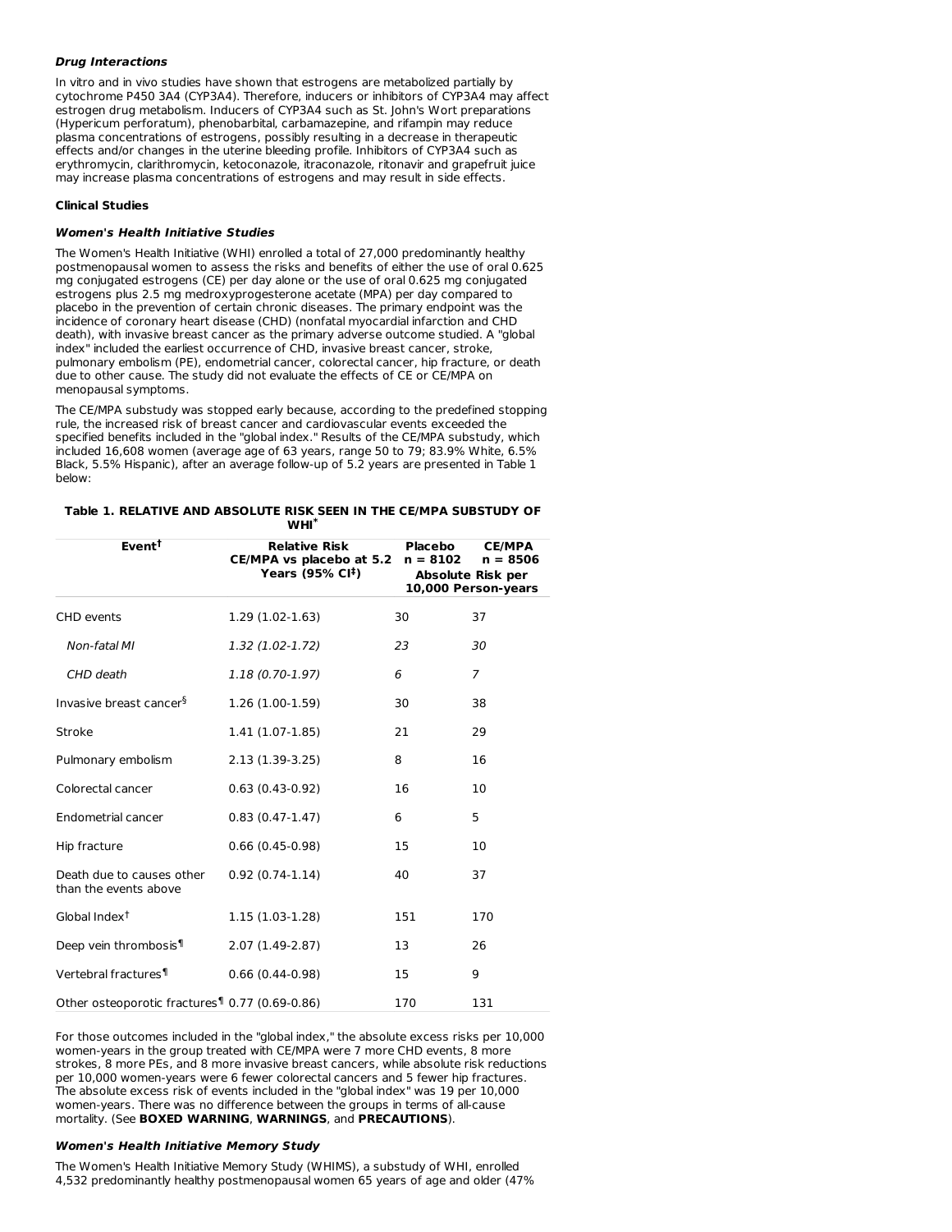#### ***Drug Interactions***

In vitro and in vivo studies have shown that estrogens are metabolized partially by cytochrome P450 3A4 (CYP3A4). Therefore, inducers or inhibitors of CYP3A4 may affect estrogen drug metabolism. Inducers of CYP3A4 such as St. John's Wort preparations (Hypericum perforatum), phenobarbital, carbamazepine, and rifampin may reduce plasma concentrations of estrogens, possibly resulting in a decrease in therapeutic effects and/or changes in the uterine bleeding profile. Inhibitors of CYP3A4 such as erythromycin, clarithromycin, ketoconazole, itraconazole, ritonavir and grapefruit juice may increase plasma concentrations of estrogens and may result in side effects.

### **Clinical Studies**

#### ***Women's Health Initiative Studies***

The Women's Health Initiative (WHI) enrolled a total of 27,000 predominantly healthy postmenopausal women to assess the risks and benefits of either the use of oral 0.625 mg conjugated estrogens (CE) per day alone or the use of oral 0.625 mg conjugated estrogens plus 2.5 mg medroxyprogesterone acetate (MPA) per day compared to placebo in the prevention of certain chronic diseases. The primary endpoint was the incidence of coronary heart disease (CHD) (nonfatal myocardial infarction and CHD death), with invasive breast cancer as the primary adverse outcome studied. A "global index" included the earliest occurrence of CHD, invasive breast cancer, stroke, pulmonary embolism (PE), endometrial cancer, colorectal cancer, hip fracture, or death due to other cause. The study did not evaluate the effects of CE or CE/MPA on menopausal symptoms.

The CE/MPA substudy was stopped early because, according to the predefined stopping rule, the increased risk of breast cancer and cardiovascular events exceeded the specified benefits included in the "global index." Results of the CE/MPA substudy, which included 16,608 women (average age of 63 years, range 50 to 79; 83.9% White, 6.5% Black, 5.5% Hispanic), after an average follow-up of 5.2 years are presented in Table 1 below:

**Table 1. RELATIVE AND ABSOLUTE RISK SEEN IN THE CE/MPA SUBSTUDY OF WHI[*]**

| Event[†] | Relative Risk CE/MPA vs placebo at 5.2 Years (95% CI[‡]) | Placebo n = 8102 | CE/MPA n = 8506 |
|---|---|---|---|
| | | Absolute Risk per 10,000 Person-years | |
| CHD events | 1.29 (1.02-1.63) | 30 | 37 |
| *Non-fatal MI* | *1.32 (1.02-1.72)* | *23* | *30* |
| *CHD death* | *1.18 (0.70-1.97)* | *6* | *7* |
| Invasive breast cancer[§] | 1.26 (1.00-1.59) | 30 | 38 |
| Stroke | 1.41 (1.07-1.85) | 21 | 29 |
| Pulmonary embolism | 2.13 (1.39-3.25) | 8 | 16 |
| Colorectal cancer | 0.63 (0.43-0.92) | 16 | 10 |
| Endometrial cancer | 0.83 (0.47-1.47) | 6 | 5 |
| Hip fracture | 0.66 (0.45-0.98) | 15 | 10 |
| Death due to causes other than the events above | 0.92 (0.74-1.14) | 40 | 37 |
| Global Index[†] | 1.15 (1.03-1.28) | 151 | 170 |
| Deep vein thrombosis[¶] | 2.07 (1.49-2.87) | 13 | 26 |
| Vertebral fractures[¶] | 0.66 (0.44-0.98) | 15 | 9 |
| Other osteoporotic fractures[¶] | 0.77 (0.69-0.86) | 170 | 131 |

For those outcomes included in the "global index," the absolute excess risks per 10,000 women-years in the group treated with CE/MPA were 7 more CHD events, 8 more strokes, 8 more PEs, and 8 more invasive breast cancers, while absolute risk reductions per 10,000 women-years were 6 fewer colorectal cancers and 5 fewer hip fractures. The absolute excess risk of events included in the "global index" was 19 per 10,000 women-years. There was no difference between the groups in terms of all-cause mortality. (See **BOXED WARNING**, **WARNINGS**, and **PRECAUTIONS**).

#### ***Women's Health Initiative Memory Study***

The Women's Health Initiative Memory Study (WHIMS), a substudy of WHI, enrolled 4,532 predominantly healthy postmenopausal women 65 years of age and older (47%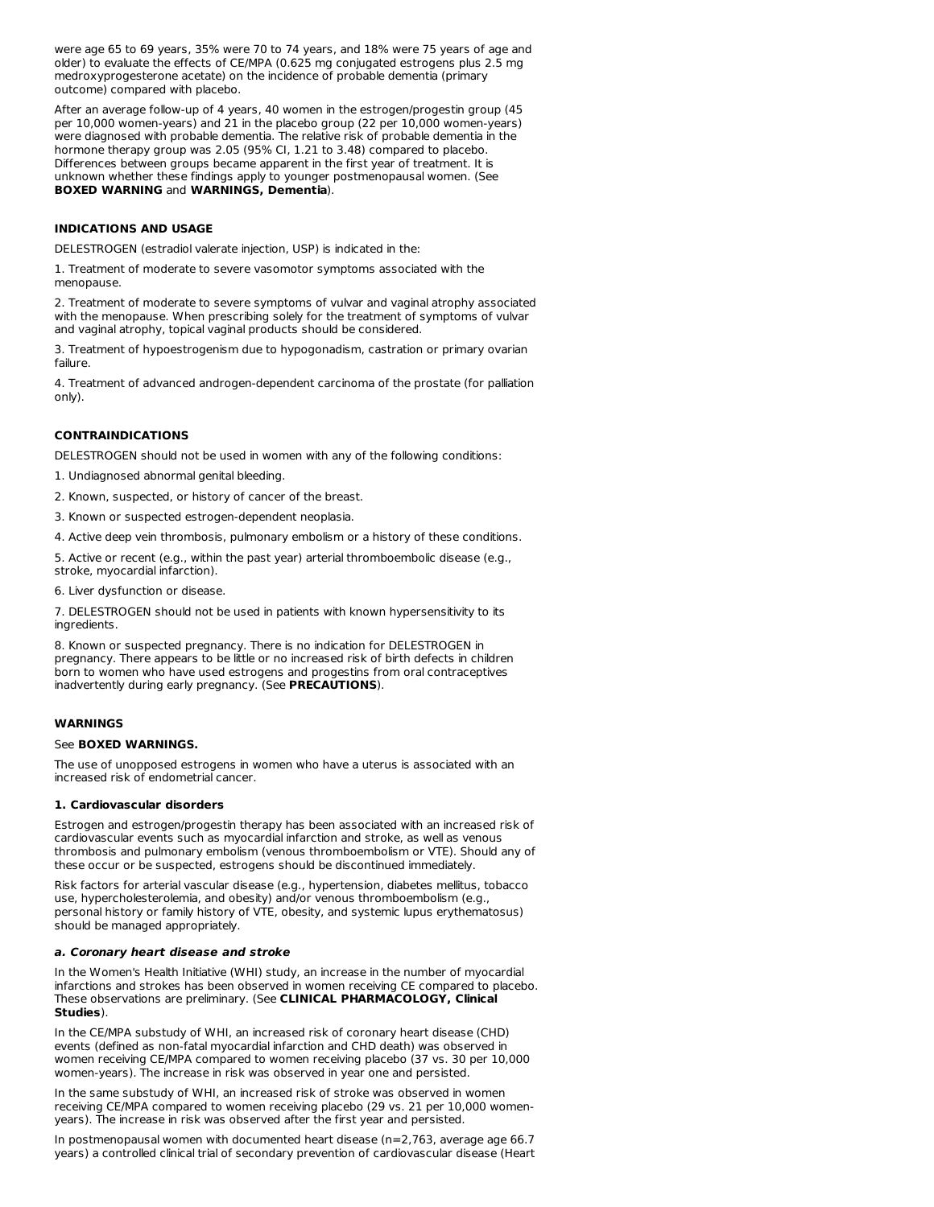were age 65 to 69 years, 35% were 70 to 74 years, and 18% were 75 years of age and older) to evaluate the effects of CE/MPA (0.625 mg conjugated estrogens plus 2.5 mg medroxyprogesterone acetate) on the incidence of probable dementia (primary outcome) compared with placebo.

After an average follow-up of 4 years, 40 women in the estrogen/progestin group (45 per 10,000 women-years) and 21 in the placebo group (22 per 10,000 women-years) were diagnosed with probable dementia. The relative risk of probable dementia in the hormone therapy group was 2.05 (95% CI, 1.21 to 3.48) compared to placebo. Differences between groups became apparent in the first year of treatment. It is unknown whether these findings apply to younger postmenopausal women. (See **BOXED WARNING** and **WARNINGS, Dementia**).

## INDICATIONS AND USAGE

DELESTROGEN (estradiol valerate injection, USP) is indicated in the:

1. Treatment of moderate to severe vasomotor symptoms associated with the menopause.

2. Treatment of moderate to severe symptoms of vulvar and vaginal atrophy associated with the menopause. When prescribing solely for the treatment of symptoms of vulvar and vaginal atrophy, topical vaginal products should be considered.

3. Treatment of hypoestrogenism due to hypogonadism, castration or primary ovarian failure.

4. Treatment of advanced androgen-dependent carcinoma of the prostate (for palliation only).

## CONTRAINDICATIONS

DELESTROGEN should not be used in women with any of the following conditions:

1. Undiagnosed abnormal genital bleeding.

2. Known, suspected, or history of cancer of the breast.

3. Known or suspected estrogen-dependent neoplasia.

4. Active deep vein thrombosis, pulmonary embolism or a history of these conditions.

5. Active or recent (e.g., within the past year) arterial thromboembolic disease (e.g., stroke, myocardial infarction).

6. Liver dysfunction or disease.

7. DELESTROGEN should not be used in patients with known hypersensitivity to its ingredients.

8. Known or suspected pregnancy. There is no indication for DELESTROGEN in pregnancy. There appears to be little or no increased risk of birth defects in children born to women who have used estrogens and progestins from oral contraceptives inadvertently during early pregnancy. (See **PRECAUTIONS**).

## WARNINGS

See **BOXED WARNINGS.**

The use of unopposed estrogens in women who have a uterus is associated with an increased risk of endometrial cancer.

### 1. Cardiovascular disorders

Estrogen and estrogen/progestin therapy has been associated with an increased risk of cardiovascular events such as myocardial infarction and stroke, as well as venous thrombosis and pulmonary embolism (venous thromboembolism or VTE). Should any of these occur or be suspected, estrogens should be discontinued immediately.

Risk factors for arterial vascular disease (e.g., hypertension, diabetes mellitus, tobacco use, hypercholesterolemia, and obesity) and/or venous thromboembolism (e.g., personal history or family history of VTE, obesity, and systemic lupus erythematosus) should be managed appropriately.

#### *a. Coronary heart disease and stroke*

In the Women's Health Initiative (WHI) study, an increase in the number of myocardial infarctions and strokes has been observed in women receiving CE compared to placebo. These observations are preliminary. (See **CLINICAL PHARMACOLOGY, Clinical Studies**).

In the CE/MPA substudy of WHI, an increased risk of coronary heart disease (CHD) events (defined as non-fatal myocardial infarction and CHD death) was observed in women receiving CE/MPA compared to women receiving placebo (37 vs. 30 per 10,000 women-years). The increase in risk was observed in year one and persisted.

In the same substudy of WHI, an increased risk of stroke was observed in women receiving CE/MPA compared to placebo (29 vs. 21 per 10,000 women-years). The increase in risk was observed after the first year and persisted.

In postmenopausal women with documented heart disease (n=2,763, average age 66.7 years) a controlled clinical trial of secondary prevention of cardiovascular disease (Heart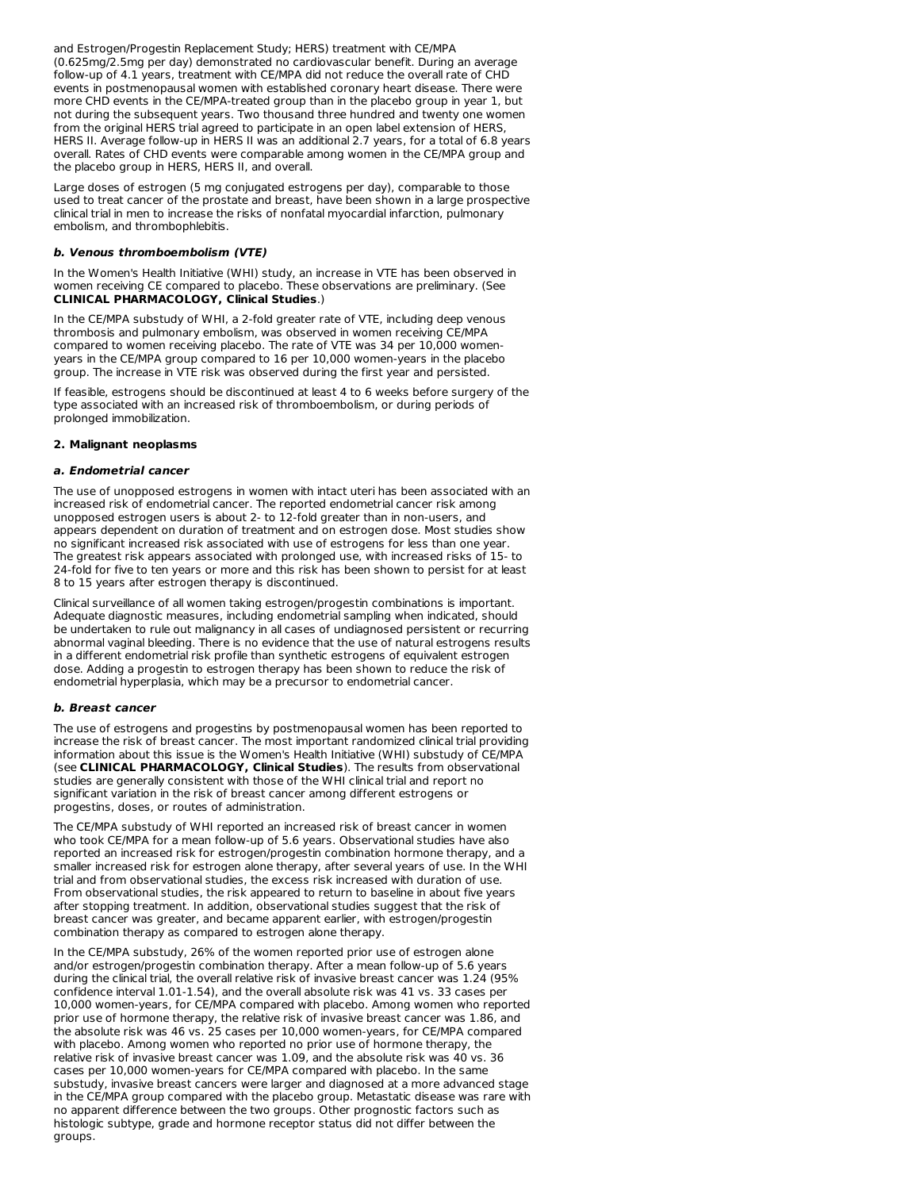and Estrogen/Progestin Replacement Study; HERS) treatment with CE/MPA (0.625mg/2.5mg per day) demonstrated no cardiovascular benefit. During an average follow-up of 4.1 years, treatment with CE/MPA did not reduce the overall rate of CHD events in postmenopausal women with established coronary heart disease. There were more CHD events in the CE/MPA-treated group than in the placebo group in year 1, but not during the subsequent years. Two thousand three hundred and twenty one women from the original HERS trial agreed to participate in an open label extension of HERS, HERS II. Average follow-up in HERS II was an additional 2.7 years, for a total of 6.8 years overall. Rates of CHD events were comparable among women in the CE/MPA group and the placebo group in HERS, HERS II, and overall.

Large doses of estrogen (5 mg conjugated estrogens per day), comparable to those used to treat cancer of the prostate and breast, have been shown in a large prospective clinical trial in men to increase the risks of nonfatal myocardial infarction, pulmonary embolism, and thrombophlebitis.

***b. Venous thromboembolism (VTE)***

In the Women's Health Initiative (WHI) study, an increase in VTE has been observed in women receiving CE compared to placebo. These observations are preliminary. (See **CLINICAL PHARMACOLOGY, Clinical Studies**.)

In the CE/MPA substudy of WHI, a 2-fold greater rate of VTE, including deep venous thrombosis and pulmonary embolism, was observed in women receiving CE/MPA compared to women receiving placebo. The rate of VTE was 34 per 10,000 women-years in the CE/MPA group compared to 16 per 10,000 women-years in the placebo group. The increase in VTE risk was observed during the first year and persisted.

If feasible, estrogens should be discontinued at least 4 to 6 weeks before surgery of the type associated with an increased risk of thromboembolism, or during periods of prolonged immobilization.

**2. Malignant neoplasms**

***a. Endometrial cancer***

The use of unopposed estrogens in women with intact uteri has been associated with an increased risk of endometrial cancer. The reported endometrial cancer risk among unopposed estrogen users is about 2- to 12-fold greater than in non-users, and appears dependent on duration of treatment and on estrogen dose. Most studies show no significant increased risk associated with use of estrogens for less than one year. The greatest risk appears associated with prolonged use, with increased risks of 15- to 24-fold for five to ten years or more and this risk has been shown to persist for at least 8 to 15 years after estrogen therapy is discontinued.

Clinical surveillance of all women taking estrogen/progestin combinations is important. Adequate diagnostic measures, including endometrial sampling when indicated, should be undertaken to rule out malignancy in all cases of undiagnosed persistent or recurring abnormal vaginal bleeding. There is no evidence that the use of natural estrogens results in a different endometrial risk profile than synthetic estrogens of equivalent estrogen dose. Adding a progestin to estrogen therapy has been shown to reduce the risk of endometrial hyperplasia, which may be a precursor to endometrial cancer.

***b. Breast cancer***

The use of estrogens and progestins by postmenopausal women has been reported to increase the risk of breast cancer. The most important randomized clinical trial providing information about this issue is the Women's Health Initiative (WHI) substudy of CE/MPA (see **CLINICAL PHARMACOLOGY, Clinical Studies**). The results from observational studies are generally consistent with those of the WHI clinical trial and report no significant variation in the risk of breast cancer among different estrogens or progestins, doses, or routes of administration.

The CE/MPA substudy of WHI reported an increased risk of breast cancer in women who took CE/MPA for a mean follow-up of 5.6 years. Observational studies have also reported an increased risk for estrogen/progestin combination hormone therapy, and a smaller increased risk for estrogen alone therapy, after several years of use. In the WHI trial and from observational studies, the excess risk increased with duration of use. From observational studies, the risk appeared to return to baseline in about five years after stopping treatment. In addition, observational studies suggest that the risk of breast cancer was greater, and became apparent earlier, with estrogen/progestin combination therapy as compared to estrogen alone therapy.

In the CE/MPA substudy, 26% of the women reported prior use of estrogen alone and/or estrogen/progestin combination therapy. After a mean follow-up of 5.6 years during the clinical trial, the overall relative risk of invasive breast cancer was 1.24 (95% confidence interval 1.01-1.54), and the overall absolute risk was 41 vs. 33 cases per 10,000 women-years, for CE/MPA compared with placebo. Among women who reported prior use of hormone therapy, the relative risk of invasive breast cancer was 1.86, and the absolute risk was 46 vs. 25 cases per 10,000 women-years, for CE/MPA compared with placebo. Among women who reported no prior use of hormone therapy, the relative risk of invasive breast cancer was 1.09, and the absolute risk was 40 vs. 36 cases per 10,000 women-years for CE/MPA compared with placebo. In the same substudy, invasive breast cancers were larger and diagnosed at a more advanced stage in the CE/MPA group compared with the placebo group. Metastatic disease was rare with no apparent difference between the two groups. Other prognostic factors such as histologic subtype, grade and hormone receptor status did not differ between the groups.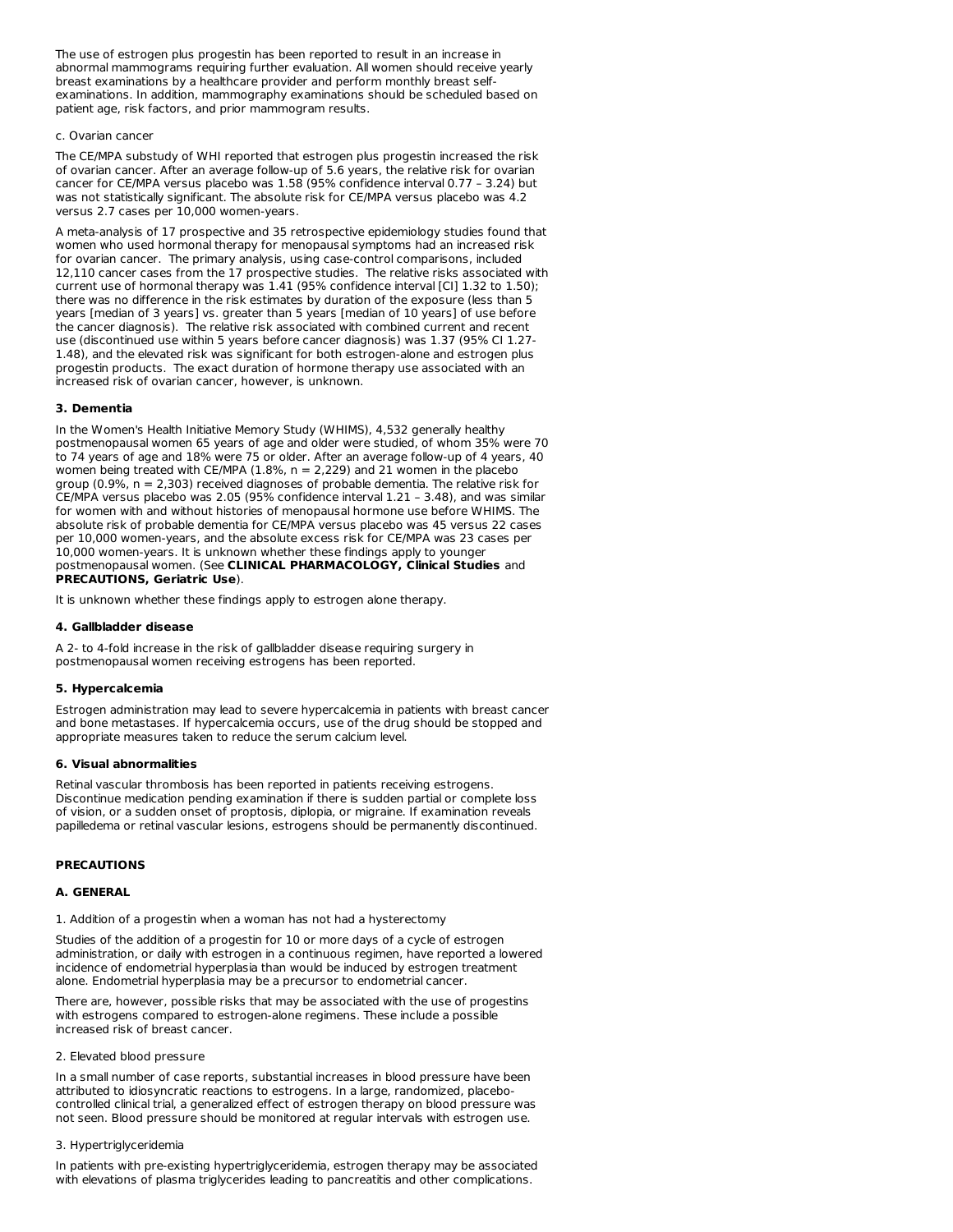The use of estrogen plus progestin has been reported to result in an increase in abnormal mammograms requiring further evaluation. All women should receive yearly breast examinations by a healthcare provider and perform monthly breast self-examinations. In addition, mammography examinations should be scheduled based on patient age, risk factors, and prior mammogram results.

c. Ovarian cancer

The CE/MPA substudy of WHI reported that estrogen plus progestin increased the risk of ovarian cancer. After an average follow-up of 5.6 years, the relative risk for ovarian cancer for CE/MPA versus placebo was 1.58 (95% confidence interval 0.77 – 3.24) but was not statistically significant. The absolute risk for CE/MPA versus placebo was 4.2 versus 2.7 cases per 10,000 women-years.

A meta-analysis of 17 prospective and 35 retrospective epidemiology studies found that women who used hormonal therapy for menopausal symptoms had an increased risk for ovarian cancer. The primary analysis, using case-control comparisons, included 12,110 cancer cases from the 17 prospective studies. The relative risks associated with current use of hormonal therapy was 1.41 (95% confidence interval [CI] 1.32 to 1.50); there was no difference in the risk estimates by duration of the exposure (less than 5 years [median of 3 years] vs. greater than 5 years [median of 10 years] of use before the cancer diagnosis). The relative risk associated with combined current and recent use (discontinued use within 5 years before cancer diagnosis) was 1.37 (95% CI 1.27-1.48), and the elevated risk was significant for both estrogen-alone and estrogen plus progestin products. The exact duration of hormone therapy use associated with an increased risk of ovarian cancer, however, is unknown.

**3. Dementia**

In the Women's Health Initiative Memory Study (WHIMS), 4,532 generally healthy postmenopausal women 65 years of age and older were studied, of whom 35% were 70 to 74 years of age and 18% were 75 or older. After an average follow-up of 4 years, 40 women being treated with CE/MPA (1.8%, n = 2,229) and 21 women in the placebo group (0.9%, n = 2,303) received diagnoses of probable dementia. The relative risk for CE/MPA versus placebo was 2.05 (95% confidence interval 1.21 – 3.48), and was similar for women with and without histories of menopausal hormone use before WHIMS. The absolute risk of probable dementia for CE/MPA versus placebo was 45 versus 22 cases per 10,000 women-years, and the absolute excess risk for CE/MPA was 23 cases per 10,000 women-years. It is unknown whether these findings apply to younger postmenopausal women. (See **CLINICAL PHARMACOLOGY, Clinical Studies** and **PRECAUTIONS, Geriatric Use**).

It is unknown whether these findings apply to estrogen alone therapy.

**4. Gallbladder disease**

A 2- to 4-fold increase in the risk of gallbladder disease requiring surgery in postmenopausal women receiving estrogens has been reported.

**5. Hypercalcemia**

Estrogen administration may lead to severe hypercalcemia in patients with breast cancer and bone metastases. If hypercalcemia occurs, use of the drug should be stopped and appropriate measures taken to reduce the serum calcium level.

**6. Visual abnormalities**

Retinal vascular thrombosis has been reported in patients receiving estrogens. Discontinue medication pending examination if there is sudden partial or complete loss of vision, or a sudden onset of proptosis, diplopia, or migraine. If examination reveals papilledema or retinal vascular lesions, estrogens should be permanently discontinued.

## PRECAUTIONS

### A. GENERAL

1. Addition of a progestin when a woman has not had a hysterectomy

Studies of the addition of a progestin for 10 or more days of a cycle of estrogen administration, or daily with estrogen in a continuous regimen, have reported a lowered incidence of endometrial hyperplasia than would be induced by estrogen treatment alone. Endometrial hyperplasia may be a precursor to endometrial cancer.

There are, however, possible risks that may be associated with the use of progestins with estrogens compared to estrogen-alone regimens. These include a possible increased risk of breast cancer.

2. Elevated blood pressure

In a small number of case reports, substantial increases in blood pressure have been attributed to idiosyncratic reactions to estrogens. In a large, randomized, placebo-controlled clinical trial, a generalized effect of estrogen therapy on blood pressure was not seen. Blood pressure should be monitored at regular intervals with estrogen use.

3. Hypertriglyceridemia

In patients with pre-existing hypertriglyceridemia, estrogen therapy may be associated with elevations of plasma triglycerides leading to pancreatitis and other complications.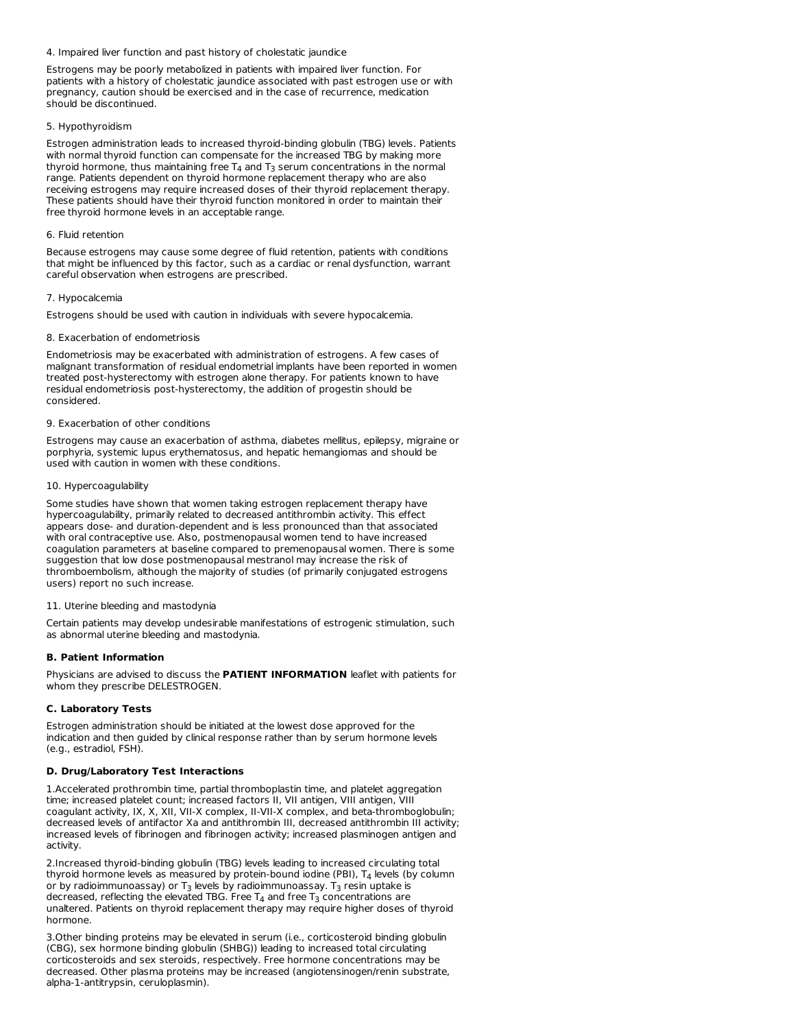4. Impaired liver function and past history of cholestatic jaundice

Estrogens may be poorly metabolized in patients with impaired liver function. For patients with a history of cholestatic jaundice associated with past estrogen use or with pregnancy, caution should be exercised and in the case of recurrence, medication should be discontinued.

5. Hypothyroidism

Estrogen administration leads to increased thyroid-binding globulin (TBG) levels. Patients with normal thyroid function can compensate for the increased TBG by making more thyroid hormone, thus maintaining free $T_4$ and $T_3$ serum concentrations in the normal range. Patients dependent on thyroid hormone replacement therapy who are also receiving estrogens may require increased doses of their thyroid replacement therapy. These patients should have their thyroid function monitored in order to maintain their free thyroid hormone levels in an acceptable range.

6. Fluid retention

Because estrogens may cause some degree of fluid retention, patients with conditions that might be influenced by this factor, such as a cardiac or renal dysfunction, warrant careful observation when estrogens are prescribed.

7. Hypocalcemia

Estrogens should be used with caution in individuals with severe hypocalcemia.

8. Exacerbation of endometriosis

Endometriosis may be exacerbated with administration of estrogens. A few cases of malignant transformation of residual endometrial implants have been reported in women treated post-hysterectomy with estrogen alone therapy. For patients known to have residual endometriosis post-hysterectomy, the addition of progestin should be considered.

9. Exacerbation of other conditions

Estrogens may cause an exacerbation of asthma, diabetes mellitus, epilepsy, migraine or porphyria, systemic lupus erythematosus, and hepatic hemangiomas and should be used with caution in women with these conditions.

10. Hypercoagulability

Some studies have shown that women taking estrogen replacement therapy have hypercoagulability, primarily related to decreased antithrombin activity. This effect appears dose- and duration-dependent and is less pronounced than that associated with oral contraceptive use. Also, postmenopausal women tend to have increased coagulation parameters at baseline compared to premenopausal women. There is some suggestion that low dose postmenopausal mestranol may increase the risk of thromboembolism, although the majority of studies (of primarily conjugated estrogens users) report no such increase.

11. Uterine bleeding and mastodynia

Certain patients may develop undesirable manifestations of estrogenic stimulation, such as abnormal uterine bleeding and mastodynia.

**B. Patient Information**

Physicians are advised to discuss the **PATIENT INFORMATION** leaflet with patients for whom they prescribe DELESTROGEN.

**C. Laboratory Tests**

Estrogen administration should be initiated at the lowest dose approved for the indication and then guided by clinical response rather than by serum hormone levels (e.g., estradiol, FSH).

**D. Drug/Laboratory Test Interactions**

1.Accelerated prothrombin time, partial thromboplastin time, and platelet aggregation time; increased platelet count; increased factors II, VII antigen, VIII antigen, VIII coagulant activity, IX, X, XII, VII-X complex, II-VII-X complex, and beta-thromboglobulin; decreased levels of antifactor Xa and antithrombin III, decreased antithrombin III activity; increased levels of fibrinogen and fibrinogen activity; increased plasminogen antigen and activity.

2.Increased thyroid-binding globulin (TBG) levels leading to increased circulating total thyroid hormone levels as measured by protein-bound iodine (PBI), $T_4$ levels (by column or by radioimmunoassay) or $T_3$ levels by radioimmunoassay. $T_3$ resin uptake is decreased, reflecting the elevated TBG. Free $T_4$ and free $T_3$ concentrations are unaltered. Patients on thyroid replacement therapy may require higher doses of thyroid hormone.

3.Other binding proteins may be elevated in serum (i.e., corticosteroid binding globulin (CBG), sex hormone binding globulin (SHBG)) leading to increased total circulating corticosteroids and sex steroids, respectively. Free hormone concentrations may be decreased. Other plasma proteins may be increased (angiotensinogen/renin substrate, alpha-1-antitrypsin, ceruloplasmin).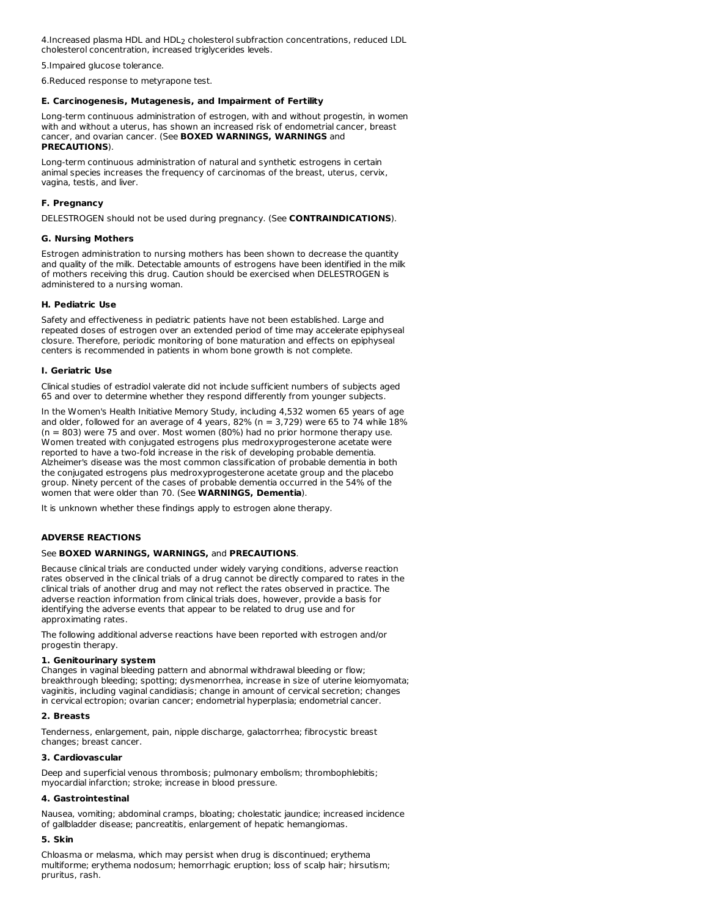4.Increased plasma HDL and $HDL_2$ cholesterol subfraction concentrations, reduced LDL cholesterol concentration, increased triglycerides levels.

5.Impaired glucose tolerance.

6.Reduced response to metyrapone test.

### E. Carcinogenesis, Mutagenesis, and Impairment of Fertility

Long-term continuous administration of estrogen, with and without progestin, in women with and without a uterus, has shown an increased risk of endometrial cancer, breast cancer, and ovarian cancer. (See **BOXED WARNINGS, WARNINGS** and **PRECAUTIONS**).

Long-term continuous administration of natural and synthetic estrogens in certain animal species increases the frequency of carcinomas of the breast, uterus, cervix, vagina, testis, and liver.

### F. Pregnancy

DELESTROGEN should not be used during pregnancy. (See **CONTRAINDICATIONS**).

### G. Nursing Mothers

Estrogen administration to nursing mothers has been shown to decrease the quantity and quality of the milk. Detectable amounts of estrogens have been identified in the milk of mothers receiving this drug. Caution should be exercised when DELESTROGEN is administered to a nursing woman.

### H. Pediatric Use

Safety and effectiveness in pediatric patients have not been established. Large and repeated doses of estrogen over an extended period of time may accelerate epiphyseal closure. Therefore, periodic monitoring of bone maturation and effects on epiphyseal centers is recommended in patients in whom bone growth is not complete.

### I. Geriatric Use

Clinical studies of estradiol valerate did not include sufficient numbers of subjects aged 65 and over to determine whether they respond differently from younger subjects.

In the Women's Health Initiative Memory Study, including 4,532 women 65 years of age and older, followed for an average of 4 years, 82% (n = 3,729) were 65 to 74 while 18% (n = 803) were 75 and over. Most women (80%) had no prior hormone therapy use. Women treated with conjugated estrogens plus medroxyprogesterone acetate were reported to have a two-fold increase in the risk of developing probable dementia. Alzheimer's disease was the most common classification of probable dementia in both the conjugated estrogens plus medroxyprogesterone acetate group and the placebo group. Ninety percent of the cases of probable dementia occurred in the 54% of the women that were older than 70. (See **WARNINGS, Dementia**).

It is unknown whether these findings apply to estrogen alone therapy.

## ADVERSE REACTIONS

See **BOXED WARNINGS, WARNINGS,** and **PRECAUTIONS**.

Because clinical trials are conducted under widely varying conditions, adverse reaction rates observed in the clinical trials of a drug cannot be directly compared to rates in the clinical trials of another drug and may not reflect the rates observed in practice. The adverse reaction information from clinical trials does, however, provide a basis for identifying the adverse events that appear to be related to drug use and for approximating rates.

The following additional adverse reactions have been reported with estrogen and/or progestin therapy.

**1. Genitourinary system**
Changes in vaginal bleeding pattern and abnormal withdrawal bleeding or flow; breakthrough bleeding; spotting; dysmenorrhea, increase in size of uterine leiomyomata; vaginitis, including vaginal candidiasis; change in amount of cervical secretion; changes in cervical ectropion; ovarian cancer; endometrial hyperplasia; endometrial cancer.

**2. Breasts**

Tenderness, enlargement, pain, nipple discharge, galactorrhea; fibrocystic breast changes; breast cancer.

**3. Cardiovascular**

Deep and superficial venous thrombosis; pulmonary embolism; thrombophlebitis; myocardial infarction; stroke; increase in blood pressure.

**4. Gastrointestinal**

Nausea, vomiting; abdominal cramps, bloating; cholestatic jaundice; increased incidence of gallbladder disease; pancreatitis, enlargement of hepatic hemangiomas.

**5. Skin**

Chloasma or melasma, which may persist when drug is discontinued; erythema multiforme; erythema nodosum; hemorrhagic eruption; loss of scalp hair; hirsutism; pruritus, rash.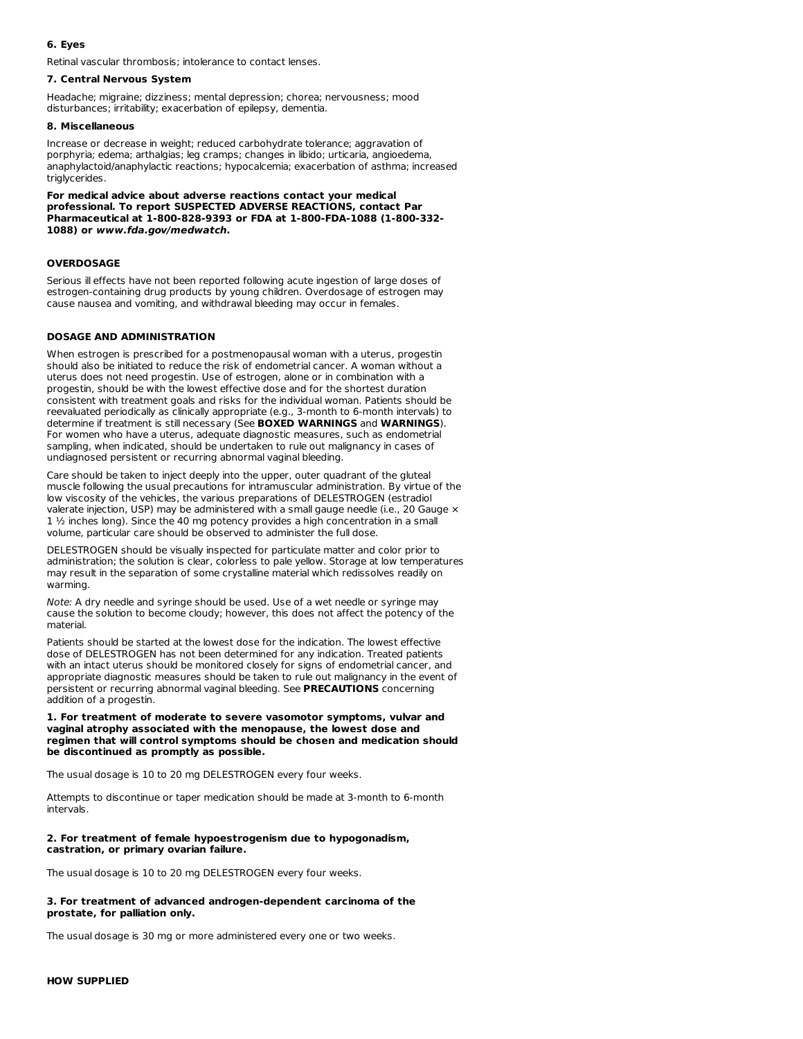#### 6. Eyes

Retinal vascular thrombosis; intolerance to contact lenses.

#### 7. Central Nervous System

Headache; migraine; dizziness; mental depression; chorea; nervousness; mood disturbances; irritability; exacerbation of epilepsy, dementia.

#### 8. Miscellaneous

Increase or decrease in weight; reduced carbohydrate tolerance; aggravation of porphyria; edema; arthalgias; leg cramps; changes in libido; urticaria, angioedema, anaphylactoid/anaphylactic reactions; hypocalcemia; exacerbation of asthma; increased triglycerides.

**For medical advice about adverse reactions contact your medical professional. To report SUSPECTED ADVERSE REACTIONS, contact Par Pharmaceutical at 1-800-828-9393 or FDA at 1-800-FDA-1088 (1-800-332-1088) or *www.fda.gov/medwatch*.**

## OVERDOSAGE

Serious ill effects have not been reported following acute ingestion of large doses of estrogen-containing drug products by young children. Overdosage of estrogen may cause nausea and vomiting, and withdrawal bleeding may occur in females.

## DOSAGE AND ADMINISTRATION

When estrogen is prescribed for a postmenopausal woman with a uterus, progestin should also be initiated to reduce the risk of endometrial cancer. A woman without a uterus does not need progestin. Use of estrogen, alone or in combination with a progestin, should be with the lowest effective dose and for the shortest duration consistent with treatment goals and risks for the individual woman. Patients should be reevaluated periodically as clinically appropriate (e.g., 3-month to 6-month intervals) to determine if treatment is still necessary (See **BOXED WARNINGS** and **WARNINGS**). For women who have a uterus, adequate diagnostic measures, such as endometrial sampling, when indicated, should be undertaken to rule out malignancy in cases of undiagnosed persistent or recurring abnormal vaginal bleeding.

Care should be taken to inject deeply into the upper, outer quadrant of the gluteal muscle following the usual precautions for intramuscular administration. By virtue of the low viscosity of the vehicles, the various preparations of DELESTROGEN (estradiol valerate injection, USP) may be administered with a small gauge needle (i.e., 20 Gauge × 1 ½ inches long). Since the 40 mg potency provides a high concentration in a small volume, particular care should be observed to administer the full dose.

DELESTROGEN should be visually inspected for particulate matter and color prior to administration; the solution is clear, colorless to pale yellow. Storage at low temperatures may result in the separation of some crystalline material which redissolves readily on warming.

*Note:* A dry needle and syringe should be used. Use of a wet needle or syringe may cause the solution to become cloudy; however, this does not affect the potency of the material.

Patients should be started at the lowest dose for the indication. The lowest effective dose of DELESTROGEN has not been determined for any indication. Treated patients with an intact uterus should be monitored closely for signs of endometrial cancer, and appropriate diagnostic measures should be taken to rule out malignancy in the event of persistent or recurring abnormal vaginal bleeding. See **PRECAUTIONS** concerning addition of a progestin.

**1. For treatment of moderate to severe vasomotor symptoms, vulvar and vaginal atrophy associated with the menopause, the lowest dose and regimen that will control symptoms should be chosen and medication should be discontinued as promptly as possible.**

The usual dosage is 10 to 20 mg DELESTROGEN every four weeks.

Attempts to discontinue or taper medication should be made at 3-month to 6-month intervals.

**2. For treatment of female hypoestrogenism due to hypogonadism, castration, or primary ovarian failure.**

The usual dosage is 10 to 20 mg DELESTROGEN every four weeks.

**3. For treatment of advanced androgen-dependent carcinoma of the prostate, for palliation only.**

The usual dosage is 30 mg or more administered every one or two weeks.

## HOW SUPPLIED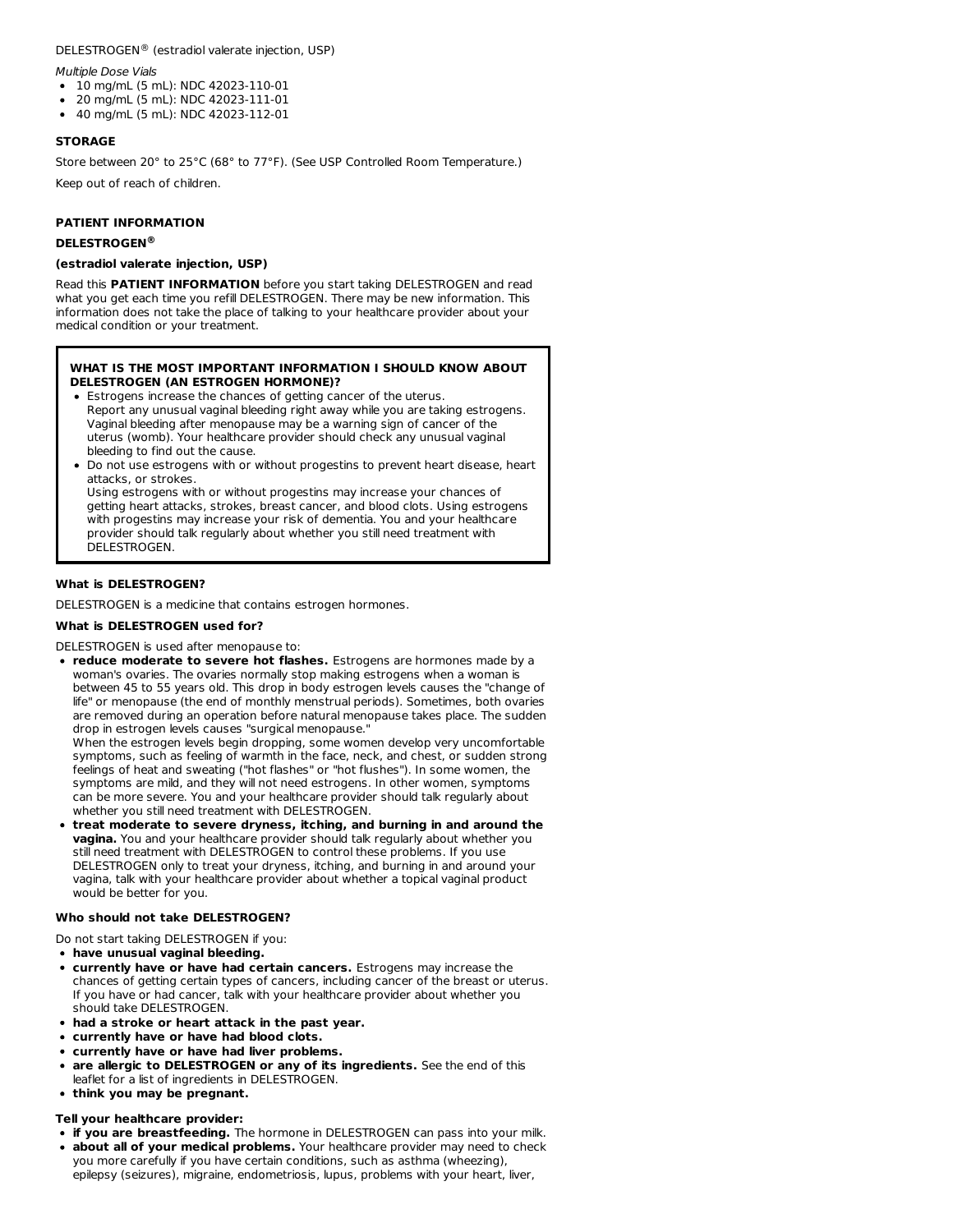DELESTROGEN® (estradiol valerate injection, USP)

*Multiple Dose Vials*

- 10 mg/mL (5 mL): NDC 42023-110-01
- 20 mg/mL (5 mL): NDC 42023-111-01
- 40 mg/mL (5 mL): NDC 42023-112-01

**STORAGE**

Store between 20° to 25°C (68° to 77°F). (See USP Controlled Room Temperature.)

Keep out of reach of children.

**PATIENT INFORMATION**

**DELESTROGEN®**

**(estradiol valerate injection, USP)**

Read this **PATIENT INFORMATION** before you start taking DELESTROGEN and read what you get each time you refill DELESTROGEN. There may be new information. This information does not take the place of talking to your healthcare provider about your medical condition or your treatment.

**WHAT IS THE MOST IMPORTANT INFORMATION I SHOULD KNOW ABOUT DELESTROGEN (AN ESTROGEN HORMONE)?**

- Estrogens increase the chances of getting cancer of the uterus.
  Report any unusual vaginal bleeding right away while you are taking estrogens. Vaginal bleeding after menopause may be a warning sign of cancer of the uterus (womb). Your healthcare provider should check any unusual vaginal bleeding to find out the cause.
- Do not use estrogens with or without progestins to prevent heart disease, heart attacks, or strokes.
  Using estrogens with or without progestins may increase your chances of getting heart attacks, strokes, breast cancer, and blood clots. Using estrogens with progestins may increase your risk of dementia. You and your healthcare provider should talk regularly about whether you still need treatment with DELESTROGEN.

**What is DELESTROGEN?**

DELESTROGEN is a medicine that contains estrogen hormones.

**What is DELESTROGEN used for?**

DELESTROGEN is used after menopause to:

- **reduce moderate to severe hot flashes.** Estrogens are hormones made by a woman's ovaries. The ovaries normally stop making estrogens when a woman is between 45 to 55 years old. This drop in body estrogen levels causes the "change of life" or menopause (the end of monthly menstrual periods). Sometimes, both ovaries are removed during an operation before natural menopause takes place. The sudden drop in estrogen levels causes "surgical menopause."
  When the estrogen levels begin dropping, some women develop very uncomfortable symptoms, such as feeling of warmth in the face, neck, and chest, or sudden strong feelings of heat and sweating ("hot flashes" or "hot flushes"). In some women, the symptoms are mild, and they will not need estrogens. In other women, symptoms can be more severe. You and your healthcare provider should talk regularly about whether you still need treatment with DELESTROGEN.
- **treat moderate to severe dryness, itching, and burning in and around the vagina.** You and your healthcare provider should talk regularly about whether you still need treatment with DELESTROGEN to control these problems. If you use DELESTROGEN only to treat your dryness, itching, and burning in and around your vagina, talk with your healthcare provider about whether a topical vaginal product would be better for you.

**Who should not take DELESTROGEN?**

Do not start taking DELESTROGEN if you:

- **have unusual vaginal bleeding.**
- **currently have or have had certain cancers.** Estrogens may increase the chances of getting certain types of cancers, including cancer of the breast or uterus. If you have or had cancer, talk with your healthcare provider about whether you should take DELESTROGEN.
- **had a stroke or heart attack in the past year.**
- **currently have or have had blood clots.**
- **currently have or have had liver problems.**
- **are allergic to DELESTROGEN or any of its ingredients.** See the end of this leaflet for a list of ingredients in DELESTROGEN.
- **think you may be pregnant.**

**Tell your healthcare provider:**

- **if you are breastfeeding.** The hormone in DELESTROGEN can pass into your milk.
- **about all of your medical problems.** Your healthcare provider may need to check you more carefully if you have certain conditions, such as asthma (wheezing), epilepsy (seizures), migraine, endometriosis, lupus, problems with your heart, liver,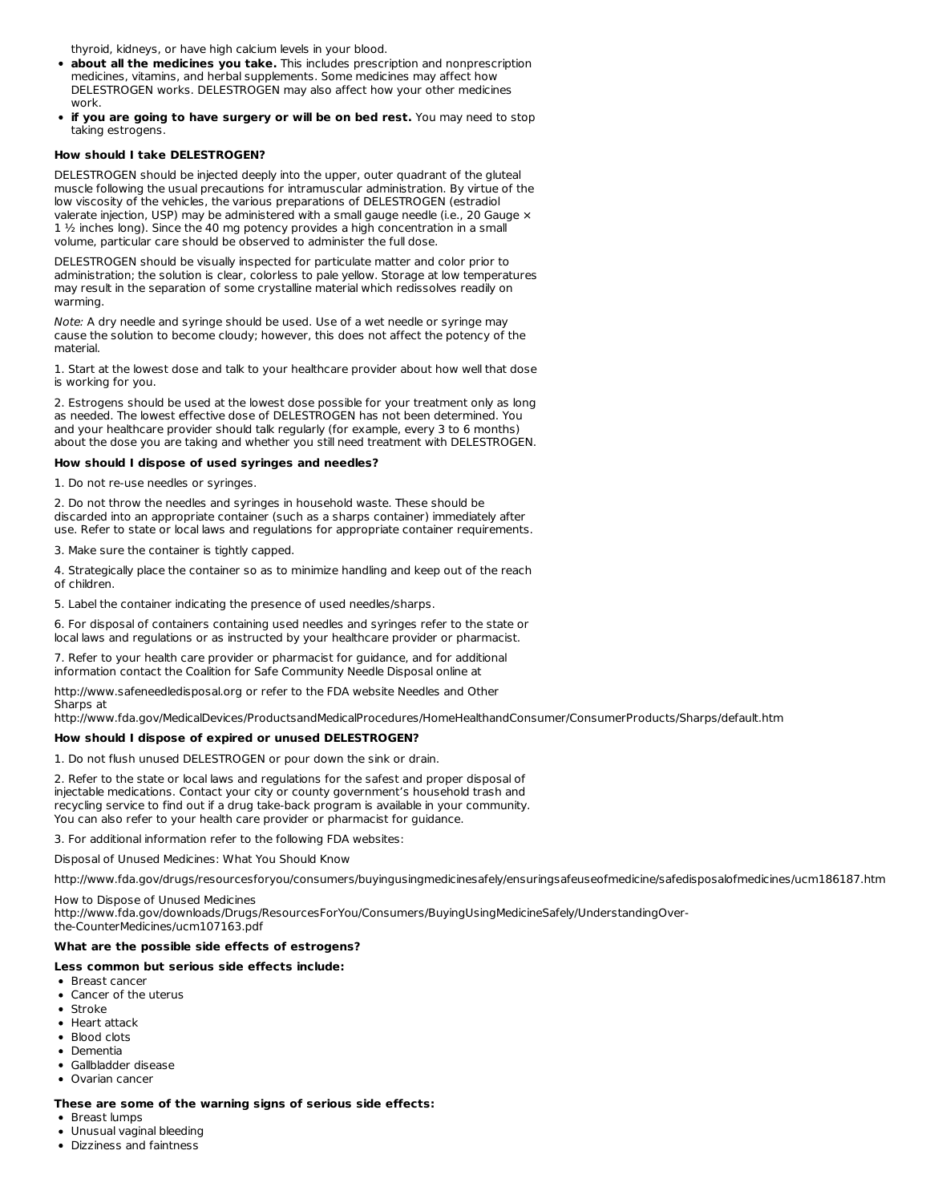thyroid, kidneys, or have high calcium levels in your blood.

- **about all the medicines you take.** This includes prescription and nonprescription medicines, vitamins, and herbal supplements. Some medicines may affect how DELESTROGEN works. DELESTROGEN may also affect how your other medicines work.
- **if you are going to have surgery or will be on bed rest.** You may need to stop taking estrogens.

**How should I take DELESTROGEN?**

DELESTROGEN should be injected deeply into the upper, outer quadrant of the gluteal muscle following the usual precautions for intramuscular administration. By virtue of the low viscosity of the vehicles, the various preparations of DELESTROGEN (estradiol valerate injection, USP) may be administered with a small gauge needle (i.e., 20 Gauge × 1 ½ inches long). Since the 40 mg potency provides a high concentration in a small volume, particular care should be observed to administer the full dose.

DELESTROGEN should be visually inspected for particulate matter and color prior to administration; the solution is clear, colorless to pale yellow. Storage at low temperatures may result in the separation of some crystalline material which redissolves readily on warming.

*Note:* A dry needle and syringe should be used. Use of a wet needle or syringe may cause the solution to become cloudy; however, this does not affect the potency of the material.

1. Start at the lowest dose and talk to your healthcare provider about how well that dose is working for you.

2. Estrogens should be used at the lowest dose possible for your treatment only as long as needed. The lowest effective dose of DELESTROGEN has not been determined. You and your healthcare provider should talk regularly (for example, every 3 to 6 months) about the dose you are taking and whether you still need treatment with DELESTROGEN.

**How should I dispose of used syringes and needles?**

1. Do not re-use needles or syringes.

2. Do not throw the needles and syringes in household waste. These should be discarded into an appropriate container (such as a sharps container) immediately after use. Refer to state or local laws and regulations for appropriate container requirements.

3. Make sure the container is tightly capped.

4. Strategically place the container so as to minimize handling and keep out of the reach of children.

5. Label the container indicating the presence of used needles/sharps.

6. For disposal of containers containing used needles and syringes refer to the state or local laws and regulations or as instructed by your healthcare provider or pharmacist.

7. Refer to your health care provider or pharmacist for guidance, and for additional information contact the Coalition for Safe Community Needle Disposal online at

http://www.safeneedledisposal.org or refer to the FDA website Needles and Other Sharps at http://www.fda.gov/MedicalDevices/ProductsandMedicalProcedures/HomeHealthandConsumer/ConsumerProducts/Sharps/default.htm

**How should I dispose of expired or unused DELESTROGEN?**

1. Do not flush unused DELESTROGEN or pour down the sink or drain.

2. Refer to the state or local laws and regulations for the safest and proper disposal of injectable medications. Contact your city or county government's household trash and recycling service to find out if a drug take-back program is available in your community. You can also refer to your health care provider or pharmacist for guidance.

3. For additional information refer to the following FDA websites:

Disposal of Unused Medicines: What You Should Know

http://www.fda.gov/drugs/resourcesforyou/consumers/buyingusingmedicinesafely/ensuringsafeuseofmedicine/safedisposalofmedicines/ucm186187.htm

How to Dispose of Unused Medicines
http://www.fda.gov/downloads/Drugs/ResourcesForYou/Consumers/BuyingUsingMedicineSafely/UnderstandingOver-the-CounterMedicines/ucm107163.pdf

**What are the possible side effects of estrogens?**

**Less common but serious side effects include:**

- Breast cancer
- Cancer of the uterus
- Stroke
- Heart attack
- Blood clots
- Dementia
- Gallbladder disease
- Ovarian cancer

**These are some of the warning signs of serious side effects:**

- Breast lumps
- Unusual vaginal bleeding
- Dizziness and faintness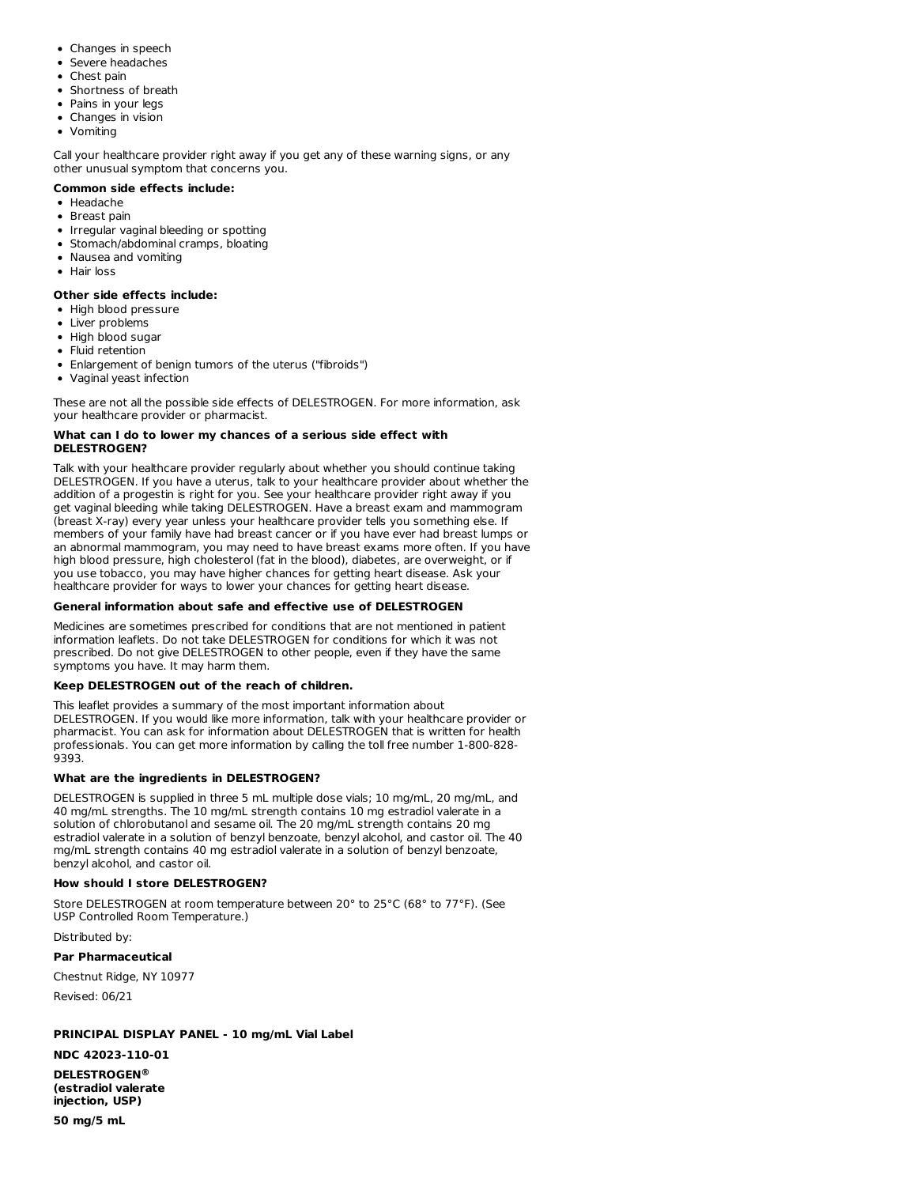- Changes in speech
- Severe headaches
- Chest pain
- Shortness of breath
- Pains in your legs
- Changes in vision
- Vomiting

Call your healthcare provider right away if you get any of these warning signs, or any other unusual symptom that concerns you.

**Common side effects include:**

- Headache
- Breast pain
- Irregular vaginal bleeding or spotting
- Stomach/abdominal cramps, bloating
- Nausea and vomiting
- Hair loss

**Other side effects include:**

- High blood pressure
- Liver problems
- High blood sugar
- Fluid retention
- Enlargement of benign tumors of the uterus ("fibroids")
- Vaginal yeast infection

These are not all the possible side effects of DELESTROGEN. For more information, ask your healthcare provider or pharmacist.

**What can I do to lower my chances of a serious side effect with DELESTROGEN?**

Talk with your healthcare provider regularly about whether you should continue taking DELESTROGEN. If you have a uterus, talk to your healthcare provider about whether the addition of a progestin is right for you. See your healthcare provider right away if you get vaginal bleeding while taking DELESTROGEN. Have a breast exam and mammogram (breast X-ray) every year unless your healthcare provider tells you something else. If members of your family have had breast cancer or if you have ever had breast lumps or an abnormal mammogram, you may need to have breast exams more often. If you have high blood pressure, high cholesterol (fat in the blood), diabetes, are overweight, or if you use tobacco, you may have higher chances for getting heart disease. Ask your healthcare provider for ways to lower your chances for getting heart disease.

**General information about safe and effective use of DELESTROGEN**

Medicines are sometimes prescribed for conditions that are not mentioned in patient information leaflets. Do not take DELESTROGEN for conditions for which it was not prescribed. Do not give DELESTROGEN to other people, even if they have the same symptoms you have. It may harm them.

**Keep DELESTROGEN out of the reach of children.**

This leaflet provides a summary of the most important information about DELESTROGEN. If you would like more information, talk with your healthcare provider or pharmacist. You can ask for information about DELESTROGEN that is written for health professionals. You can get more information by calling the toll free number 1-800-828-9393.

**What are the ingredients in DELESTROGEN?**

DELESTROGEN is supplied in three 5 mL multiple dose vials; 10 mg/mL, 20 mg/mL, and 40 mg/mL strengths. The 10 mg/mL strength contains 10 mg estradiol valerate in a solution of chlorobutanol and sesame oil. The 20 mg/mL strength contains 20 mg estradiol valerate in a solution of benzyl benzoate, benzyl alcohol, and castor oil. The 40 mg/mL strength contains 40 mg estradiol valerate in a solution of benzyl benzoate, benzyl alcohol, and castor oil.

**How should I store DELESTROGEN?**

Store DELESTROGEN at room temperature between 20° to 25°C (68° to 77°F). (See USP Controlled Room Temperature.)

Distributed by:

**Par Pharmaceutical**

Chestnut Ridge, NY 10977

Revised: 06/21

**PRINCIPAL DISPLAY PANEL - 10 mg/mL Vial Label**

**NDC 42023-110-01**

**DELESTROGEN®**
**(estradiol valerate injection, USP)**

**50 mg/5 mL**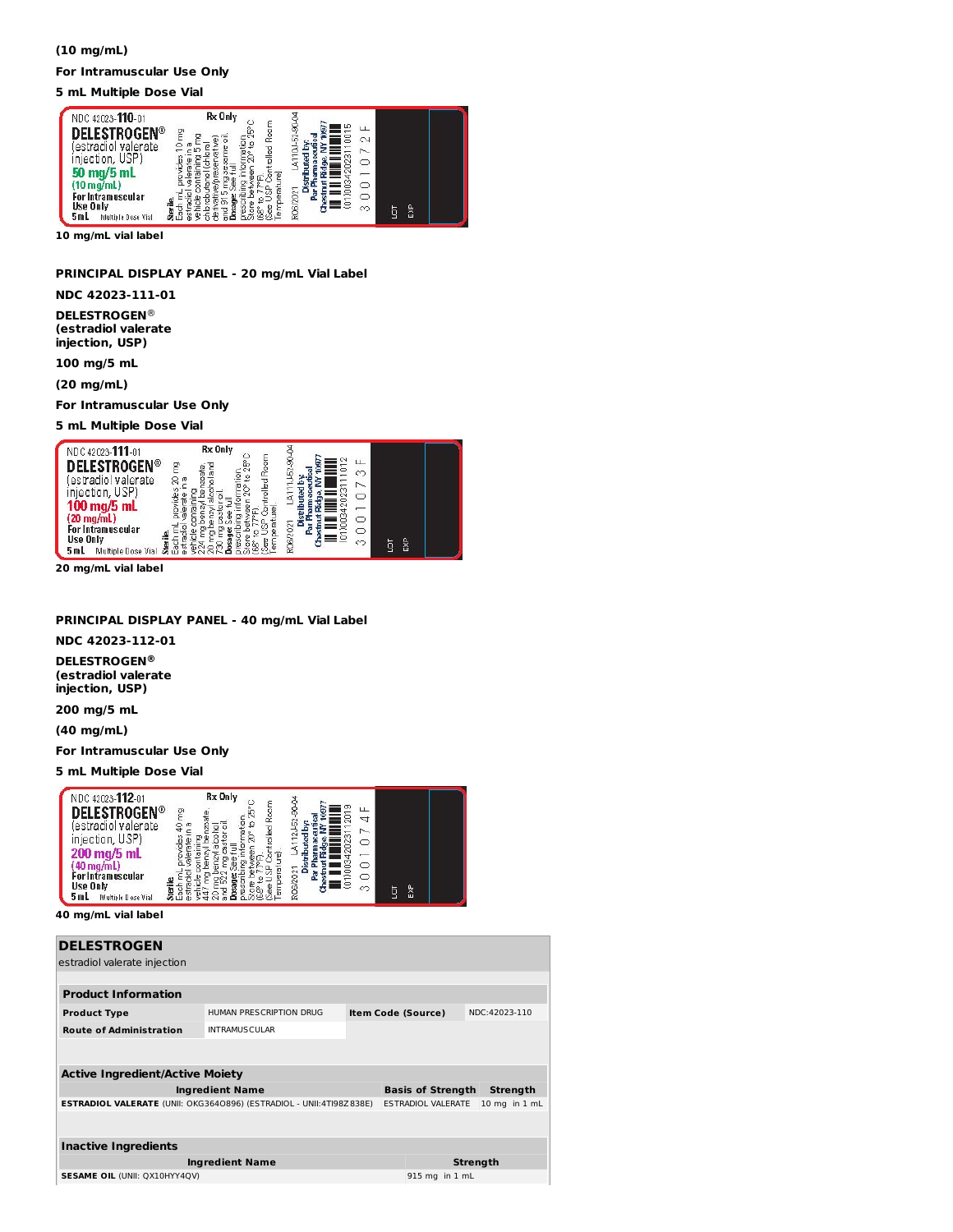**(10 mg/mL)**

**For Intramuscular Use Only**

**5 mL Multiple Dose Vial**

NDC 42023-110-01 Rx Only
DELESTROGEN®
(estradiol valerate injection, USP)
50 mg/5 mL
(10 mg/mL)
For Intramuscular Use Only
5 mL Multiple Dose Vial

Sterile. Each mL provides 10 mg estradiol valerate in a vehicle containing 5 mg chlorobutanol (chloral derivative) (preservative) and 915 mg sesame oil. Dosage: See full prescribing information. Store between 20° to 25°C (68° to 77°F). [See USP Controlled Room Temperature].

R06/2021 LA110-J52-90-04
Distributed by: Par Pharmaceutical Chestnut Ridge, NY 10977
(01)00342023110015
3 0 0 1 0 7 2 F

LOT
EXP

**10 mg/mL vial label**

**PRINCIPAL DISPLAY PANEL - 20 mg/mL Vial Label**

**NDC 42023-111-01**

**DELESTROGEN®**
**(estradiol valerate injection, USP)**

**100 mg/5 mL**

**(20 mg/mL)**

**For Intramuscular Use Only**

**5 mL Multiple Dose Vial**

NDC 42023-111-01 Rx Only
DELESTROGEN®
(estradiol valerate injection, USP)
100 mg/5 mL
(20 mg/mL)
For Intramuscular Use Only
5 mL Multiple Dose Vial

Sterile. Each mL provides 20 mg estradiol valerate in a vehicle containing 224 mg benzyl benzoate, 20 mg benzyl alcohol and 730 mg castor oil. Dosage: See full prescribing information. Store between 20° to 25°C (68° to 77°F). [See USP Controlled Room Temperature].

R06/2021 LA111-J52-90-04
Distributed by: Par Pharmaceutical Chestnut Ridge, NY 10977
(01)00342023111012
3 0 0 1 0 7 3 F

LOT
EXP

**20 mg/mL vial label**

**PRINCIPAL DISPLAY PANEL - 40 mg/mL Vial Label**

**NDC 42023-112-01**

**DELESTROGEN®**
**(estradiol valerate injection, USP)**

**200 mg/5 mL**

**(40 mg/mL)**

**For Intramuscular Use Only**

**5 mL Multiple Dose Vial**

NDC 42023-112-01 Rx Only
DELESTROGEN®
(estradiol valerate injection, USP)
200 mg/5 mL
(40 mg/mL)
For Intramuscular Use Only
5 mL Multiple Dose Vial

Sterile. Each mL provides 40 mg estradiol valerate in a vehicle containing 447 mg benzyl benzoate, 20 mg benzyl alcohol and 522 mg castor oil. Dosage: See full prescribing information. Store between 20° to 25°C (68° to 77°F). [See USP Controlled Room Temperature].

R06/2021 LA112-J52-90-04
Distributed by: Par Pharmaceutical Chestnut Ridge, NY 10977
(01)00342023112019
3 0 0 1 0 7 4 F

LOT
EXP

**40 mg/mL vial label**

## DELESTROGEN

estradiol valerate injection

| **Product Information** | | | |
|---|---|---|---|
| **Product Type** | HUMAN PRESCRIPTION DRUG | **Item Code (Source)** | NDC:42023-110 |
| **Route of Administration** | INTRAMUSCULAR | | |

| **Active Ingredient/Active Moiety** | | |
|---|---|---|
| **Ingredient Name** | **Basis of Strength** | **Strength** |
| **ESTRADIOL VALERATE** (UNII: OKG364O896) (ESTRADIOL - UNII:4TI98Z838E) | ESTRADIOL VALERATE | 10 mg in 1 mL |

| **Inactive Ingredients** | |
|---|---|
| **Ingredient Name** | **Strength** |
| **SESAME OIL** (UNII: QX10HYY4QV) | 915 mg in 1 mL |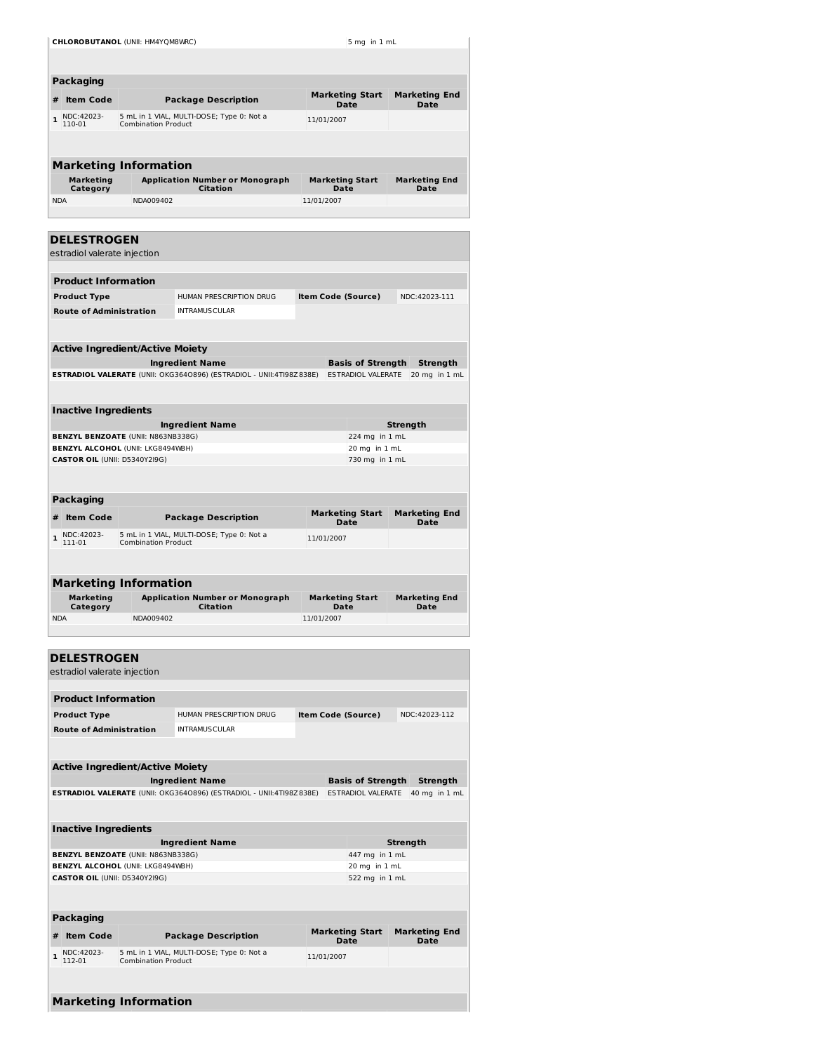| Ingredient Name | Strength |
| --- | --- |
| **CHLOROBUTANOL** (UNII: HM4YQM8WRC) | 5 mg in 1 mL |

### Packaging

| # | Item Code | Package Description | Marketing Start Date | Marketing End Date |
| --- | --- | --- | --- | --- |
| 1 | NDC:42023-110-01 | 5 mL in 1 VIAL, MULTI-DOSE; Type 0: Not a Combination Product | 11/01/2007 | |

### Marketing Information

| Marketing Category | Application Number or Monograph Citation | Marketing Start Date | Marketing End Date |
| --- | --- | --- | --- |
| NDA | NDA009402 | 11/01/2007 | |

## DELESTROGEN

estradiol valerate injection

### Product Information

| | | | |
| --- | --- | --- | --- |
| **Product Type** | HUMAN PRESCRIPTION DRUG | **Item Code (Source)** | NDC:42023-111 |
| **Route of Administration** | INTRAMUSCULAR | | |

### Active Ingredient/Active Moiety

| Ingredient Name | Basis of Strength | Strength |
| --- | --- | --- |
| **ESTRADIOL VALERATE** (UNII: OKG364O896) (ESTRADIOL - UNII:4TI98Z838E) | ESTRADIOL VALERATE | 20 mg in 1 mL |

### Inactive Ingredients

| Ingredient Name | Strength |
| --- | --- |
| **BENZYL BENZOATE** (UNII: N863NB338G) | 224 mg in 1 mL |
| **BENZYL ALCOHOL** (UNII: LKG8494WBH) | 20 mg in 1 mL |
| **CASTOR OIL** (UNII: D5340Y2I9G) | 730 mg in 1 mL |

### Packaging

| # | Item Code | Package Description | Marketing Start Date | Marketing End Date |
| --- | --- | --- | --- | --- |
| 1 | NDC:42023-111-01 | 5 mL in 1 VIAL, MULTI-DOSE; Type 0: Not a Combination Product | 11/01/2007 | |

### Marketing Information

| Marketing Category | Application Number or Monograph Citation | Marketing Start Date | Marketing End Date |
| --- | --- | --- | --- |
| NDA | NDA009402 | 11/01/2007 | |

## DELESTROGEN

estradiol valerate injection

### Product Information

| | | | |
| --- | --- | --- | --- |
| **Product Type** | HUMAN PRESCRIPTION DRUG | **Item Code (Source)** | NDC:42023-112 |
| **Route of Administration** | INTRAMUSCULAR | | |

### Active Ingredient/Active Moiety

| Ingredient Name | Basis of Strength | Strength |
| --- | --- | --- |
| **ESTRADIOL VALERATE** (UNII: OKG364O896) (ESTRADIOL - UNII:4TI98Z838E) | ESTRADIOL VALERATE | 40 mg in 1 mL |

### Inactive Ingredients

| Ingredient Name | Strength |
| --- | --- |
| **BENZYL BENZOATE** (UNII: N863NB338G) | 447 mg in 1 mL |
| **BENZYL ALCOHOL** (UNII: LKG8494WBH) | 20 mg in 1 mL |
| **CASTOR OIL** (UNII: D5340Y2I9G) | 522 mg in 1 mL |

### Packaging

| # | Item Code | Package Description | Marketing Start Date | Marketing End Date |
| --- | --- | --- | --- | --- |
| 1 | NDC:42023-112-01 | 5 mL in 1 VIAL, MULTI-DOSE; Type 0: Not a Combination Product | 11/01/2007 | |

### Marketing Information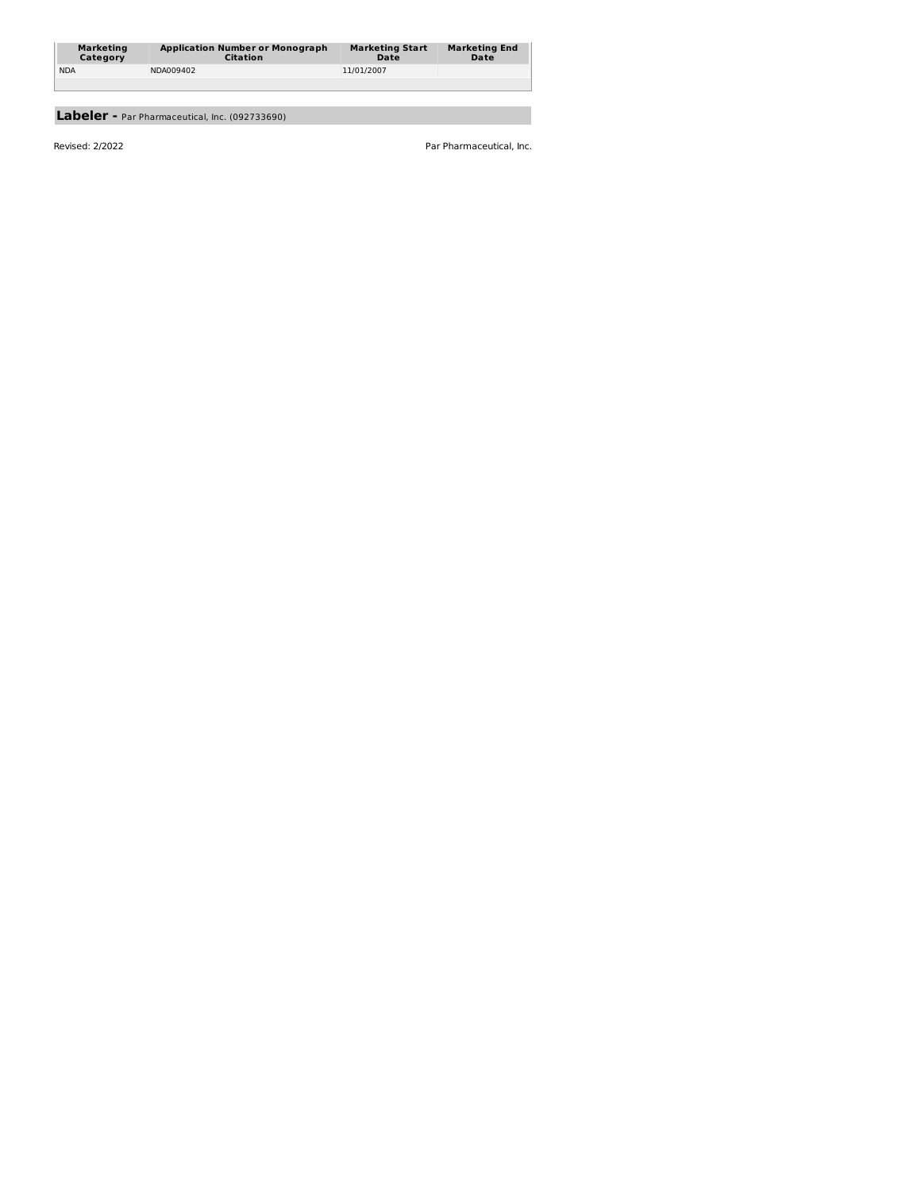| Marketing Category | Application Number or Monograph Citation | Marketing Start Date | Marketing End Date |
| --- | --- | --- | --- |
| NDA | NDA009402 | 11/01/2007 | |

**Labeler -** Par Pharmaceutical, Inc. (092733690)

Revised: 2/2022

Par Pharmaceutical, Inc.